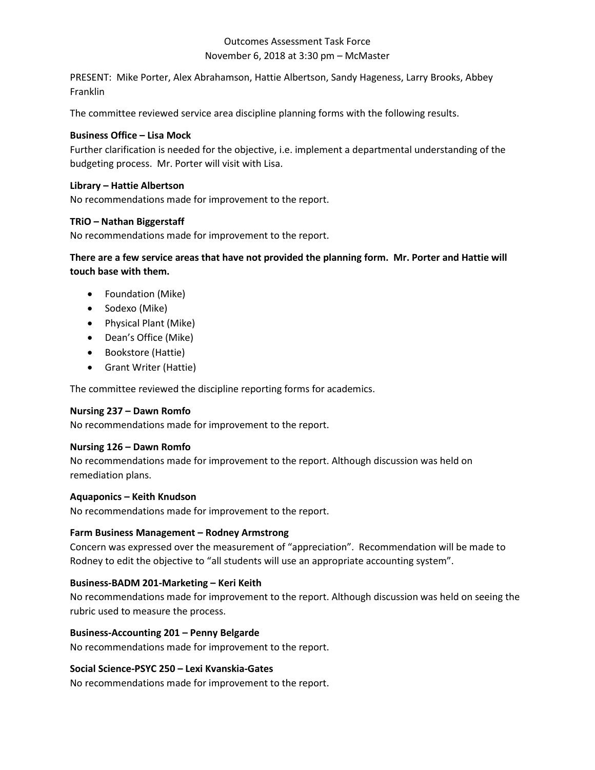Outcomes Assessment Task Force
November 6, 2018 at 3:30 pm – McMaster

PRESENT: Mike Porter, Alex Abrahamson, Hattie Albertson, Sandy Hageness, Larry Brooks, Abbey Franklin

The committee reviewed service area discipline planning forms with the following results.

**Business Office – Lisa Mock**
Further clarification is needed for the objective, i.e. implement a departmental understanding of the budgeting process. Mr. Porter will visit with Lisa.

**Library – Hattie Albertson**
No recommendations made for improvement to the report.

**TRiO – Nathan Biggerstaff**
No recommendations made for improvement to the report.

**There are a few service areas that have not provided the planning form. Mr. Porter and Hattie will touch base with them.**

- Foundation (Mike)
- Sodexo (Mike)
- Physical Plant (Mike)
- Dean's Office (Mike)
- Bookstore (Hattie)
- Grant Writer (Hattie)

The committee reviewed the discipline reporting forms for academics.

**Nursing 237 – Dawn Romfo**
No recommendations made for improvement to the report.

**Nursing 126 – Dawn Romfo**
No recommendations made for improvement to the report. Although discussion was held on remediation plans.

**Aquaponics – Keith Knudson**
No recommendations made for improvement to the report.

**Farm Business Management – Rodney Armstrong**
Concern was expressed over the measurement of "appreciation". Recommendation will be made to Rodney to edit the objective to "all students will use an appropriate accounting system".

**Business-BADM 201-Marketing – Keri Keith**
No recommendations made for improvement to the report. Although discussion was held on seeing the rubric used to measure the process.

**Business-Accounting 201 – Penny Belgarde**
No recommendations made for improvement to the report.

**Social Science-PSYC 250 – Lexi Kvanskia-Gates**
No recommendations made for improvement to the report.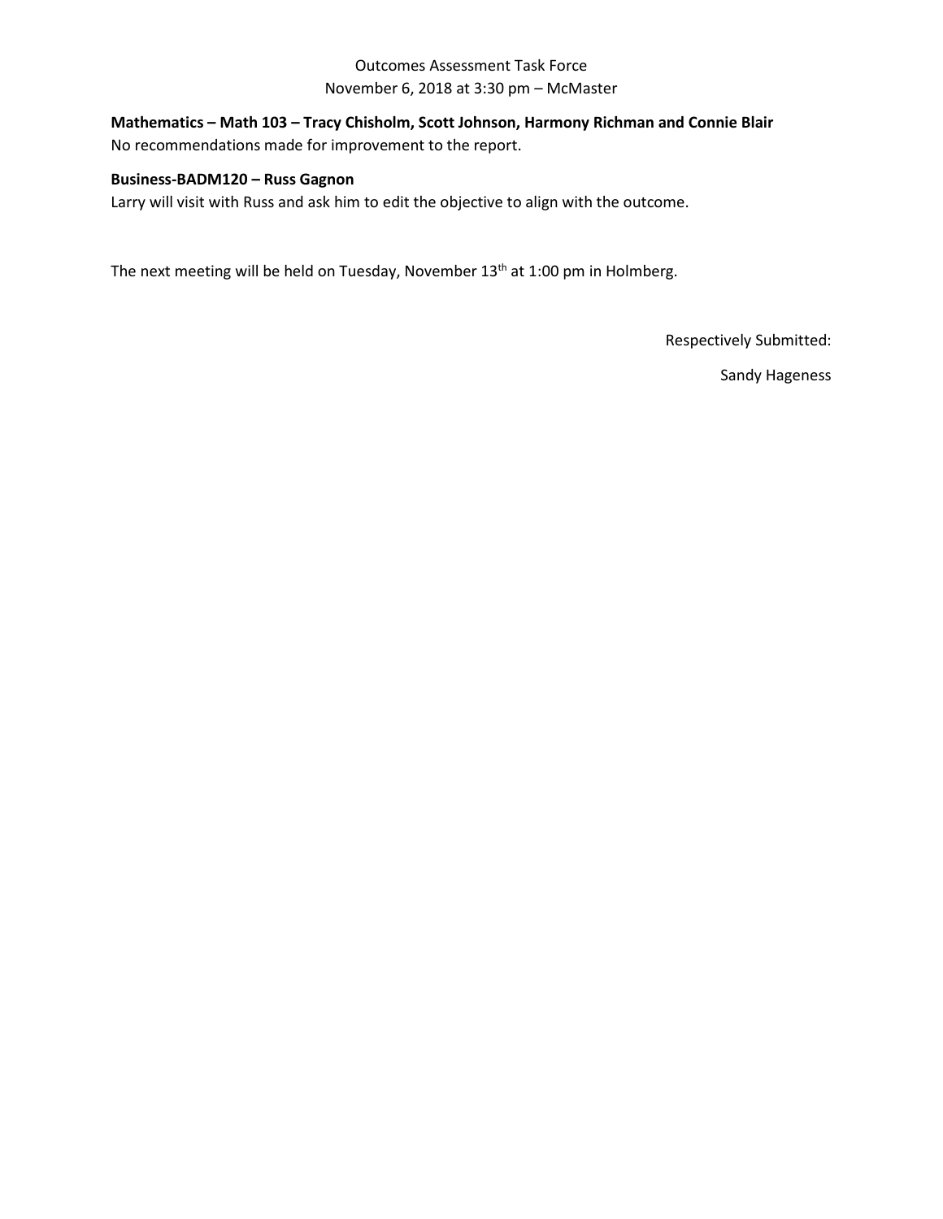Outcomes Assessment Task Force
November 6, 2018 at 3:30 pm – McMaster

**Mathematics – Math 103 – Tracy Chisholm, Scott Johnson, Harmony Richman and Connie Blair**
No recommendations made for improvement to the report.

**Business-BADM120 – Russ Gagnon**
Larry will visit with Russ and ask him to edit the objective to align with the outcome.

The next meeting will be held on Tuesday, November 13th at 1:00 pm in Holmberg.

Respectively Submitted:

Sandy Hageness